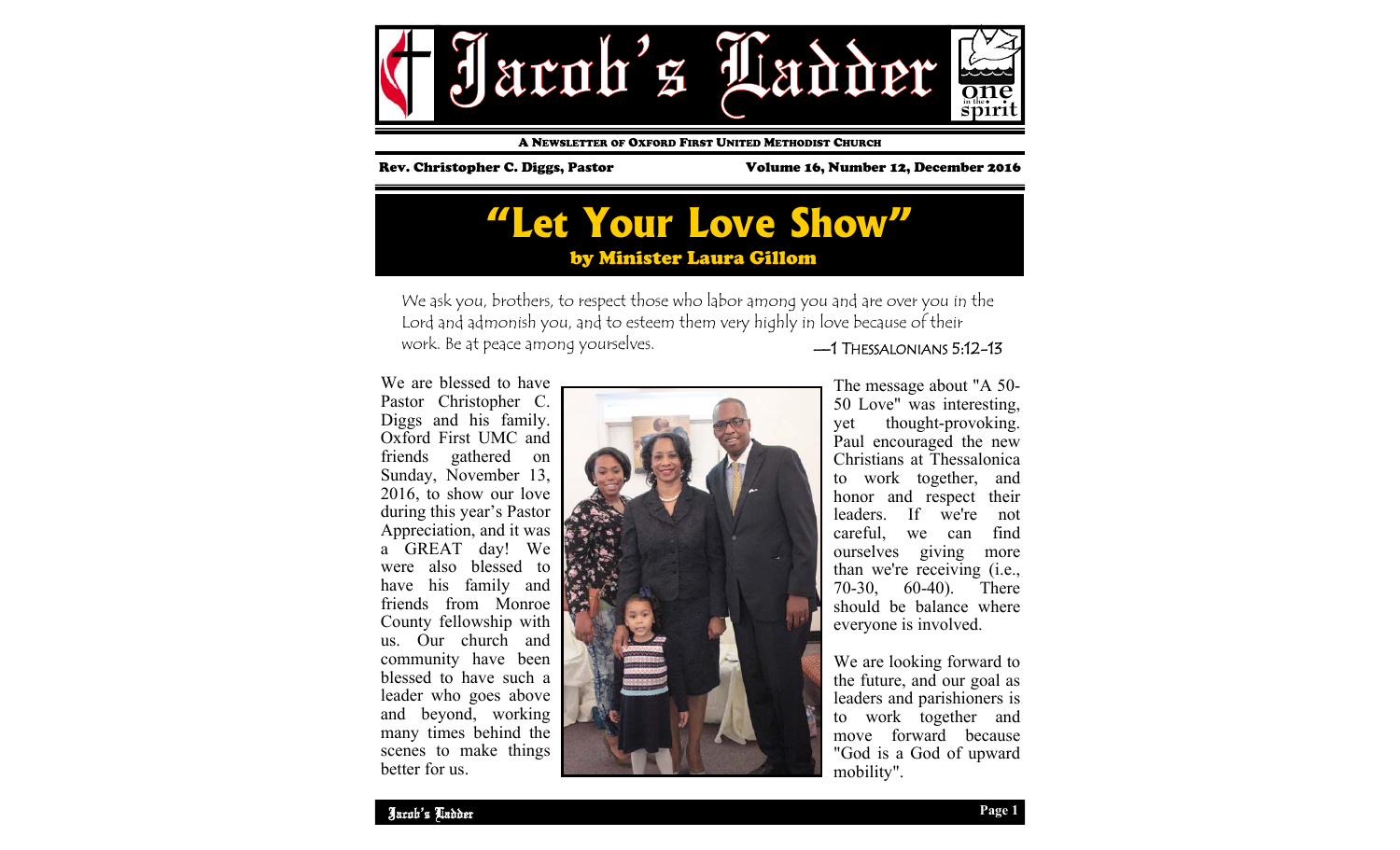# Jacob's Ladder

A NEWSLETTER OF OXFORD FIRST UNITED METHODIST CHURCH

**Rev. Christopher C. Diggs, Pastor** — **Volume 16, Number 12, December 2016**

## "Let Your Love Show"

### by Minister Laura Gillom

*We ask you, brothers, to respect those who labor among you and are over you in the Lord and admonish you, and to esteem them very highly in love because of their work. Be at peace among yourselves.*

—1 THESSALONIANS 5:12-13

We are blessed to have Pastor Christopher C. Diggs and his family. Oxford First UMC and friends gathered on Sunday, November 13, 2016, to show our love during this year's Pastor Appreciation, and it was a GREAT day! We were also blessed to have his family and friends from Monroe County fellowship with us. Our church and community have been blessed to have such a leader who goes above and beyond, working many times behind the scenes to make things better for us.

The message about "A 50-50 Love" was interesting, yet thought-provoking. Paul encouraged the new Christians at Thessalonica to work together, and honor and respect their leaders. If we're not careful, we can find ourselves giving more than we're receiving (i.e., 70-30, 60-40). There should be balance where everyone is involved.

We are looking forward to the future, and our goal as leaders and parishioners is to work together and move forward because "God is a God of upward mobility".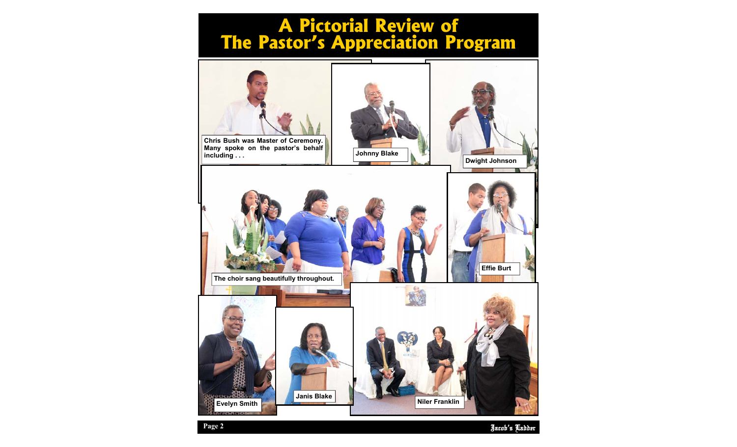# A Pictorial Review of The Pastor's Appreciation Program

Chris Bush was Master of Ceremony. Many spoke on the pastor's behalf including . . .

Johnny Blake

Dwight Johnson

The choir sang beautifully throughout.

Effie Burt

Evelyn Smith

Janis Blake

Niler Franklin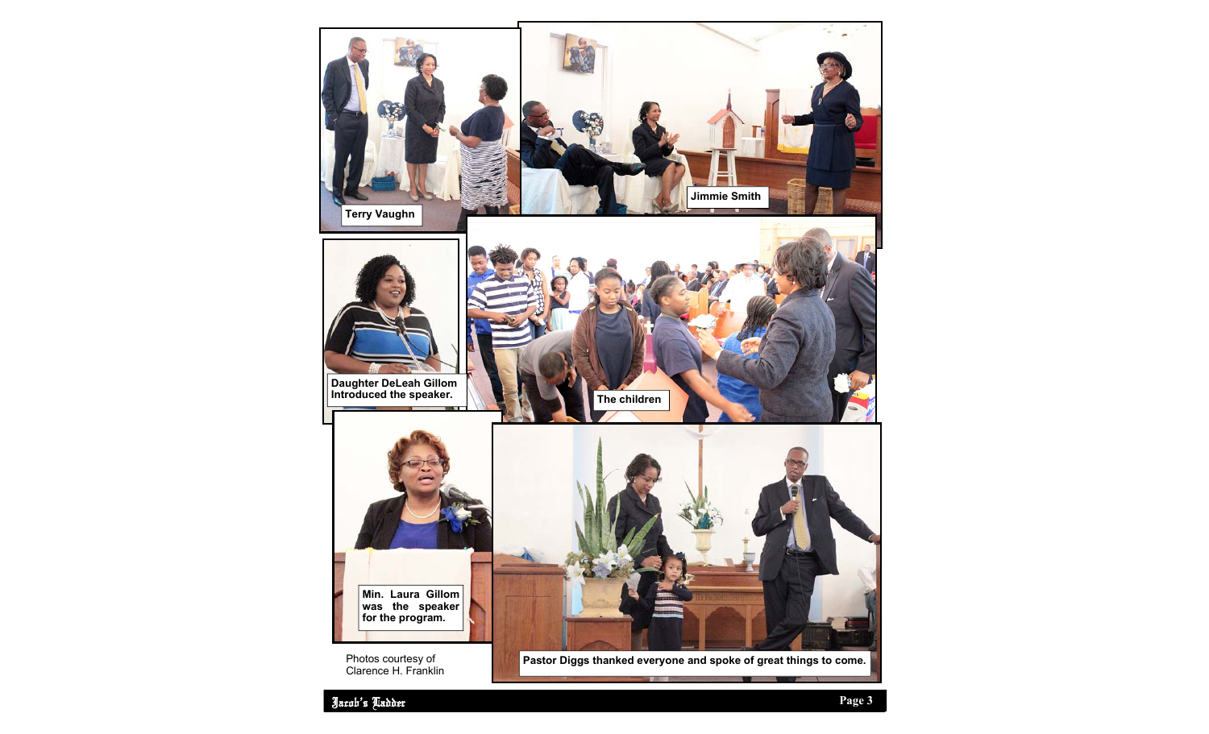Terry Vaughn

Jimmie Smith

Daughter DeLeah Gillom Introduced the speaker.

The children

Min. Laura Gillom was the speaker for the program.

Photos courtesy of Clarence H. Franklin

Pastor Diggs thanked everyone and spoke of great things to come.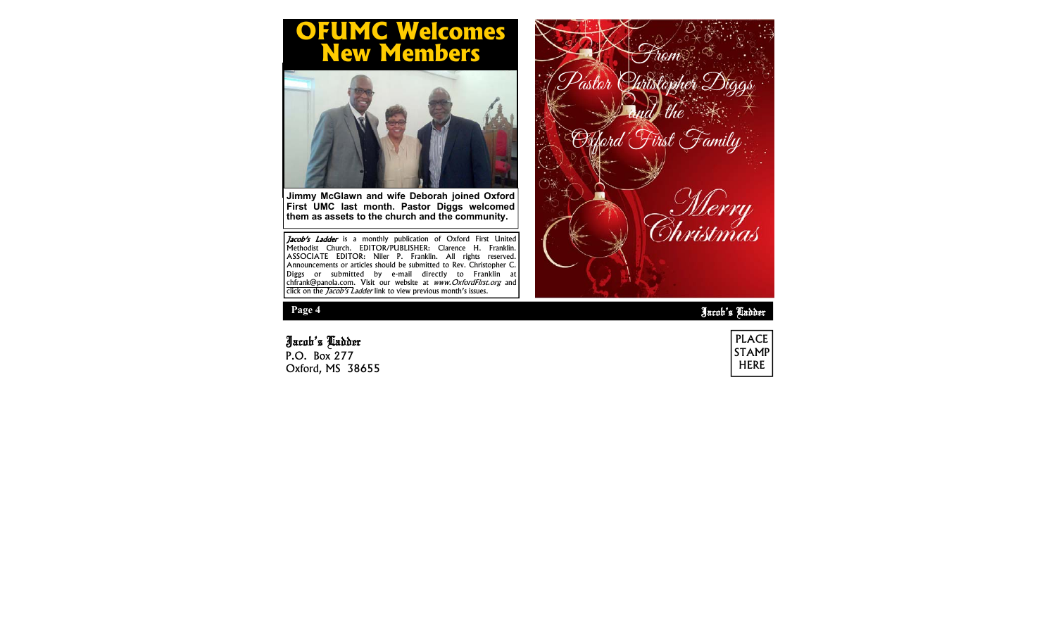# OFUMC Welcomes New Members

Jimmy McGlawn and wife Deborah joined Oxford First UMC last month. Pastor Diggs welcomed them as assets to the church and the community.

*Jacob's Ladder* is a monthly publication of Oxford First United Methodist Church. EDITOR/PUBLISHER: Clarence H. Franklin. ASSOCIATE EDITOR: Niler P. Franklin. All rights reserved. Announcements or articles should be submitted to Rev. Christopher C. Diggs or submitted by e-mail directly to Franklin at chfrank@panola.com. Visit our website at *www.OxfordFirst.org* and click on the *Jacob's Ladder* link to view previous month's issues.

From
Pastor Christopher Diggs
and the
Oxford First Family

Merry Christmas

Jacob's Ladder
P.O. Box 277
Oxford, MS 38655

PLACE STAMP HERE